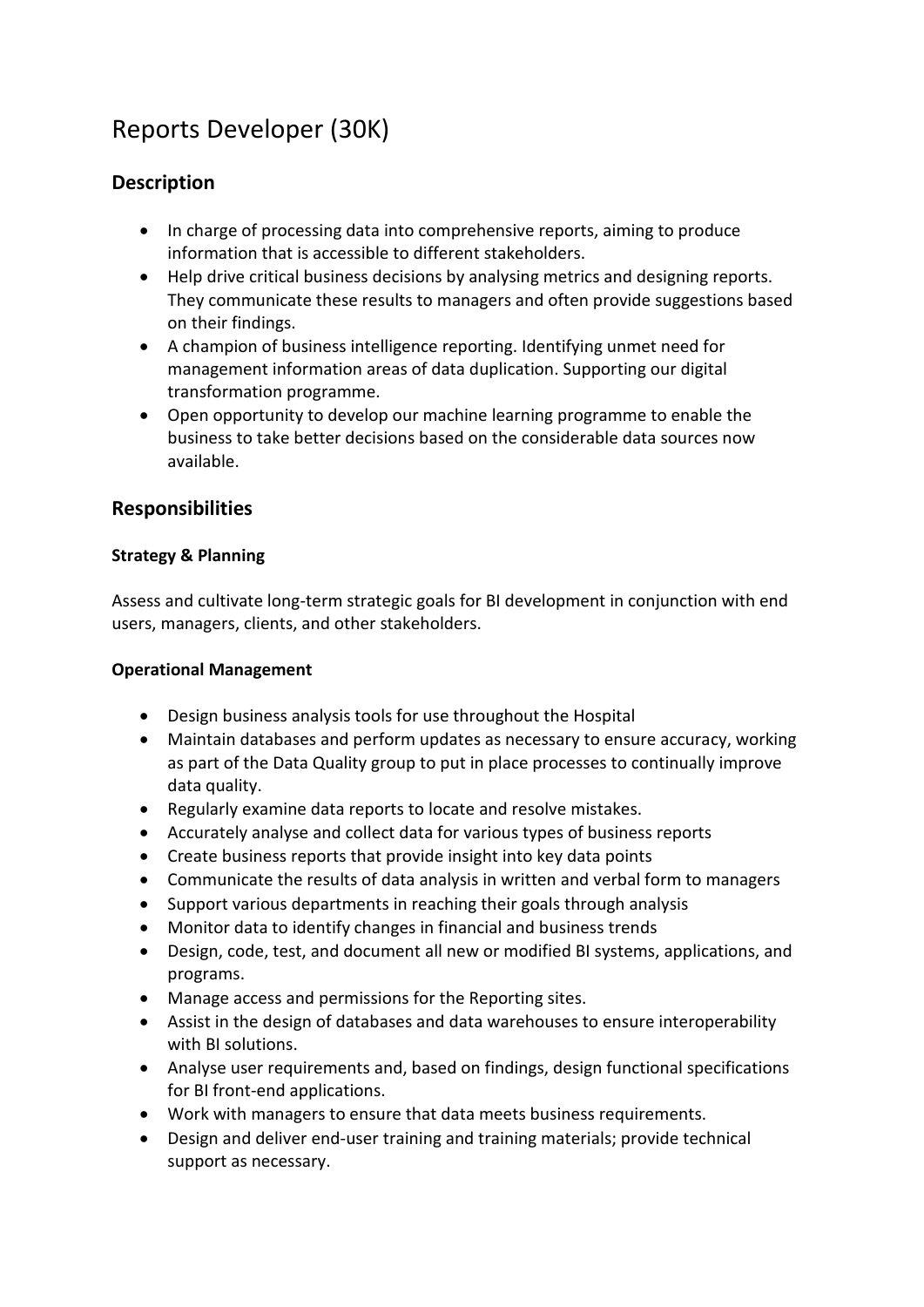# Reports Developer (30K)

## Description

- In charge of processing data into comprehensive reports, aiming to produce information that is accessible to different stakeholders.
- Help drive critical business decisions by analysing metrics and designing reports. They communicate these results to managers and often provide suggestions based on their findings.
- A champion of business intelligence reporting. Identifying unmet need for management information areas of data duplication. Supporting our digital transformation programme.
- Open opportunity to develop our machine learning programme to enable the business to take better decisions based on the considerable data sources now available.

## Responsibilities

**Strategy & Planning**

Assess and cultivate long-term strategic goals for BI development in conjunction with end users, managers, clients, and other stakeholders.

**Operational Management**

- Design business analysis tools for use throughout the Hospital
- Maintain databases and perform updates as necessary to ensure accuracy, working as part of the Data Quality group to put in place processes to continually improve data quality.
- Regularly examine data reports to locate and resolve mistakes.
- Accurately analyse and collect data for various types of business reports
- Create business reports that provide insight into key data points
- Communicate the results of data analysis in written and verbal form to managers
- Support various departments in reaching their goals through analysis
- Monitor data to identify changes in financial and business trends
- Design, code, test, and document all new or modified BI systems, applications, and programs.
- Manage access and permissions for the Reporting sites.
- Assist in the design of databases and data warehouses to ensure interoperability with BI solutions.
- Analyse user requirements and, based on findings, design functional specifications for BI front-end applications.
- Work with managers to ensure that data meets business requirements.
- Design and deliver end-user training and training materials; provide technical support as necessary.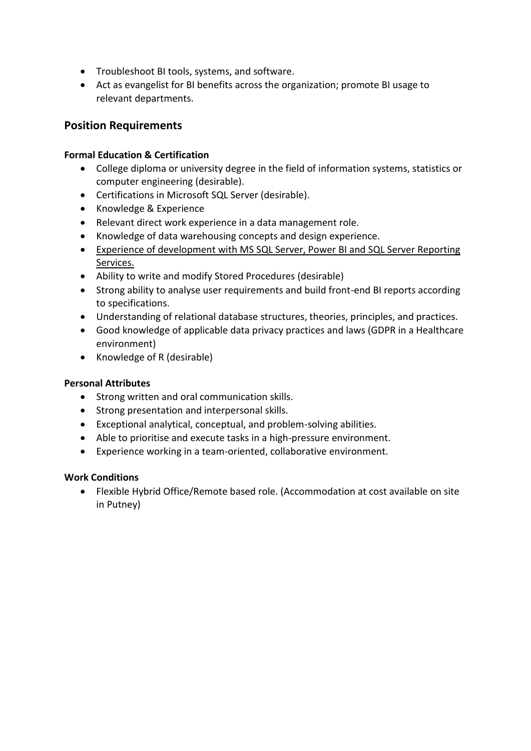- Troubleshoot BI tools, systems, and software.
- Act as evangelist for BI benefits across the organization; promote BI usage to relevant departments.

## Position Requirements

**Formal Education & Certification**

- College diploma or university degree in the field of information systems, statistics or computer engineering (desirable).
- Certifications in Microsoft SQL Server (desirable).
- Knowledge & Experience
- Relevant direct work experience in a data management role.
- Knowledge of data warehousing concepts and design experience.
- <u>Experience of development with MS SQL Server, Power BI and SQL Server Reporting Services.</u>
- Ability to write and modify Stored Procedures (desirable)
- Strong ability to analyse user requirements and build front-end BI reports according to specifications.
- Understanding of relational database structures, theories, principles, and practices.
- Good knowledge of applicable data privacy practices and laws (GDPR in a Healthcare environment)
- Knowledge of R (desirable)

**Personal Attributes**

- Strong written and oral communication skills.
- Strong presentation and interpersonal skills.
- Exceptional analytical, conceptual, and problem-solving abilities.
- Able to prioritise and execute tasks in a high-pressure environment.
- Experience working in a team-oriented, collaborative environment.

**Work Conditions**

- Flexible Hybrid Office/Remote based role. (Accommodation at cost available on site in Putney)